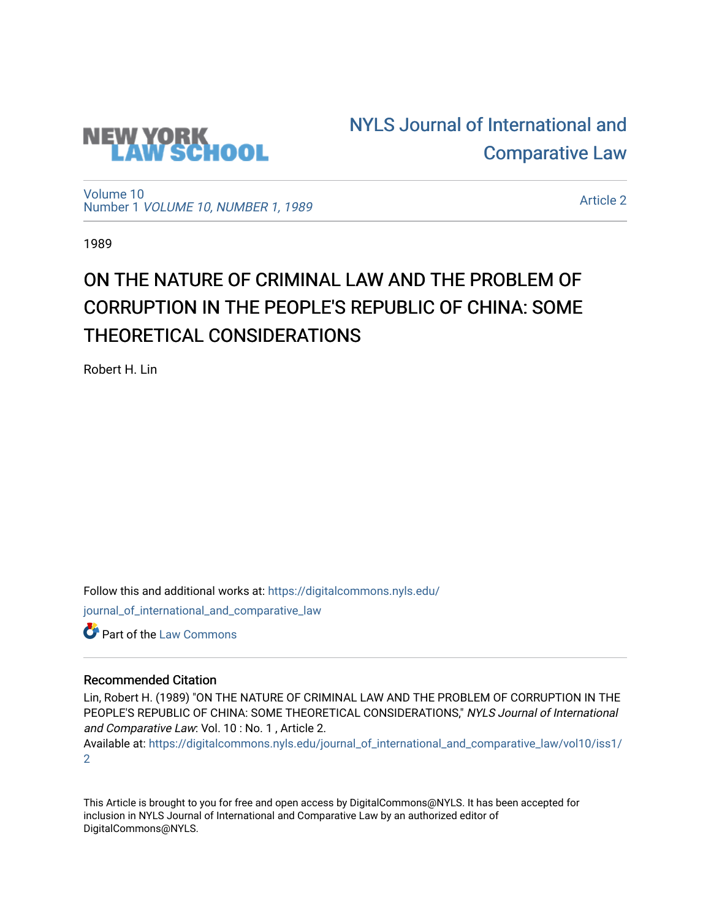NEW YORK LAW SCHOOL

NYLS Journal of International and Comparative Law

Volume 10
Number 1 *VOLUME 10, NUMBER 1, 1989*

Article 2

1989

# ON THE NATURE OF CRIMINAL LAW AND THE PROBLEM OF CORRUPTION IN THE PEOPLE'S REPUBLIC OF CHINA: SOME THEORETICAL CONSIDERATIONS

Robert H. Lin

Follow this and additional works at: https://digitalcommons.nyls.edu/journal_of_international_and_comparative_law

Part of the Law Commons

## Recommended Citation

Lin, Robert H. (1989) "ON THE NATURE OF CRIMINAL LAW AND THE PROBLEM OF CORRUPTION IN THE PEOPLE'S REPUBLIC OF CHINA: SOME THEORETICAL CONSIDERATIONS," *NYLS Journal of International and Comparative Law*: Vol. 10 : No. 1 , Article 2.
Available at: https://digitalcommons.nyls.edu/journal_of_international_and_comparative_law/vol10/iss1/2

This Article is brought to you for free and open access by DigitalCommons@NYLS. It has been accepted for inclusion in NYLS Journal of International and Comparative Law by an authorized editor of DigitalCommons@NYLS.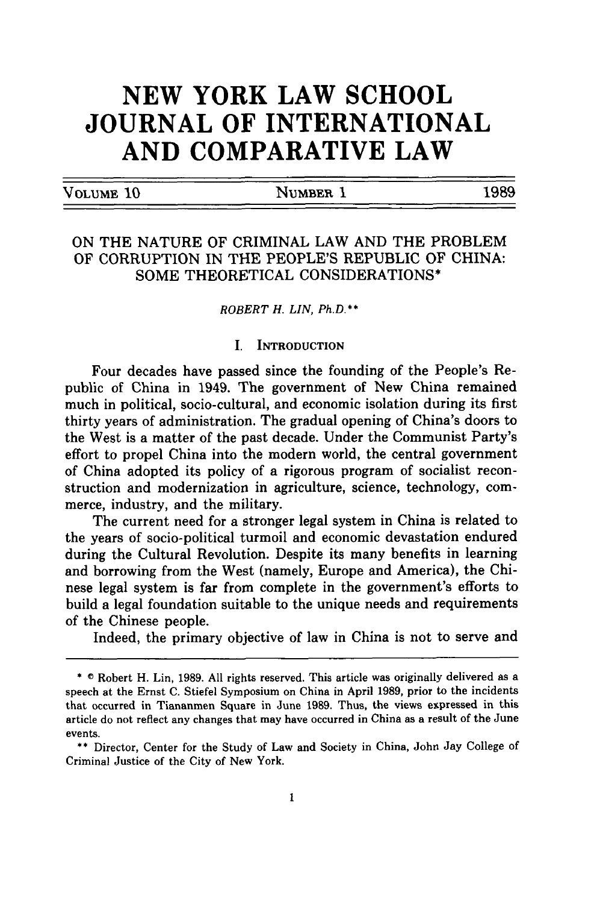# NEW YORK LAW SCHOOL JOURNAL OF INTERNATIONAL AND COMPARATIVE LAW

VOLUME 10 NUMBER 1 1989

## ON THE NATURE OF CRIMINAL LAW AND THE PROBLEM OF CORRUPTION IN THE PEOPLE'S REPUBLIC OF CHINA: SOME THEORETICAL CONSIDERATIONS*

*ROBERT H. LIN, Ph.D.***

### I. INTRODUCTION

Four decades have passed since the founding of the People's Republic of China in 1949. The government of New China remained much in political, socio-cultural, and economic isolation during its first thirty years of administration. The gradual opening of China's doors to the West is a matter of the past decade. Under the Communist Party's effort to propel China into the modern world, the central government of China adopted its policy of a rigorous program of socialist reconstruction and modernization in agriculture, science, technology, commerce, industry, and the military.

The current need for a stronger legal system in China is related to the years of socio-political turmoil and economic devastation endured during the Cultural Revolution. Despite its many benefits in learning and borrowing from the West (namely, Europe and America), the Chinese legal system is far from complete in the government's efforts to build a legal foundation suitable to the unique needs and requirements of the Chinese people.

Indeed, the primary objective of law in China is not to serve and

---

\* © Robert H. Lin, 1989. All rights reserved. This article was originally delivered as a speech at the Ernst C. Stiefel Symposium on China in April 1989, prior to the incidents that occurred in Tiananmen Square in June 1989. Thus, the views expressed in this article do not reflect any changes that may have occurred in China as a result of the June events.

\*\* Director, Center for the Study of Law and Society in China, John Jay College of Criminal Justice of the City of New York.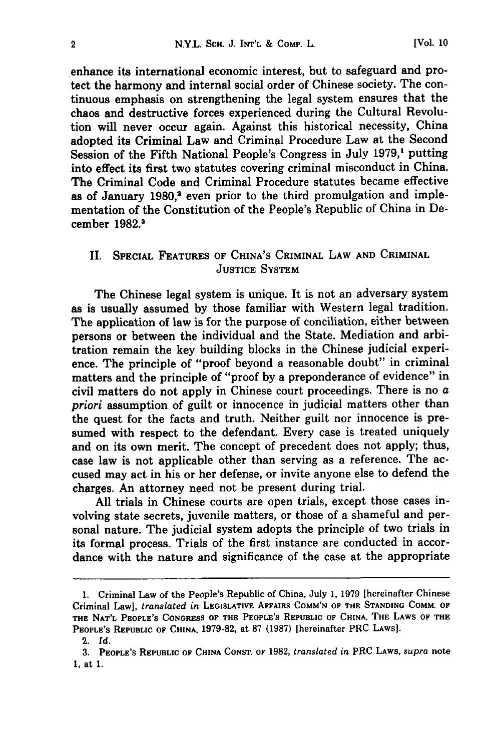enhance its international economic interest, but to safeguard and protect the harmony and internal social order of Chinese society. The continuous emphasis on strengthening the legal system ensures that the chaos and destructive forces experienced during the Cultural Revolution will never occur again. Against this historical necessity, China adopted its Criminal Law and Criminal Procedure Law at the Second Session of the Fifth National People's Congress in July 1979,[1] putting into effect its first two statutes covering criminal misconduct in China. The Criminal Code and Criminal Procedure statutes became effective as of January 1980,[2] even prior to the third promulgation and implementation of the Constitution of the People's Republic of China in December 1982.[3]

## II. Special Features of China's Criminal Law and Criminal Justice System

The Chinese legal system is unique. It is not an adversary system as is usually assumed by those familiar with Western legal tradition. The application of law is for the purpose of conciliation, either between persons or between the individual and the State. Mediation and arbitration remain the key building blocks in the Chinese judicial experience. The principle of "proof beyond a reasonable doubt" in criminal matters and the principle of "proof by a preponderance of evidence" in civil matters do not apply in Chinese court proceedings. There is no *a priori* assumption of guilt or innocence in judicial matters other than the quest for the facts and truth. Neither guilt nor innocence is presumed with respect to the defendant. Every case is treated uniquely and on its own merit. The concept of precedent does not apply; thus, case law is not applicable other than serving as a reference. The accused may act in his or her defense, or invite anyone else to defend the charges. An attorney need not be present during trial.

All trials in Chinese courts are open trials, except those cases involving state secrets, juvenile matters, or those of a shameful and personal nature. The judicial system adopts the principle of two trials in its formal process. Trials of the first instance are conducted in accordance with the nature and significance of the case at the appropriate

---

1. Criminal Law of the People's Republic of China, July 1, 1979 [hereinafter Chinese Criminal Law], *translated in* Legislative Affairs Comm'n of the Standing Comm. of the Nat'l People's Congress of the People's Republic of China, The Laws of the People's Republic of China, 1979-82, at 87 (1987) [hereinafter PRC Laws].

2. *Id.*

3. People's Republic of China Const. of 1982, *translated in* PRC Laws, *supra* note 1, at 1.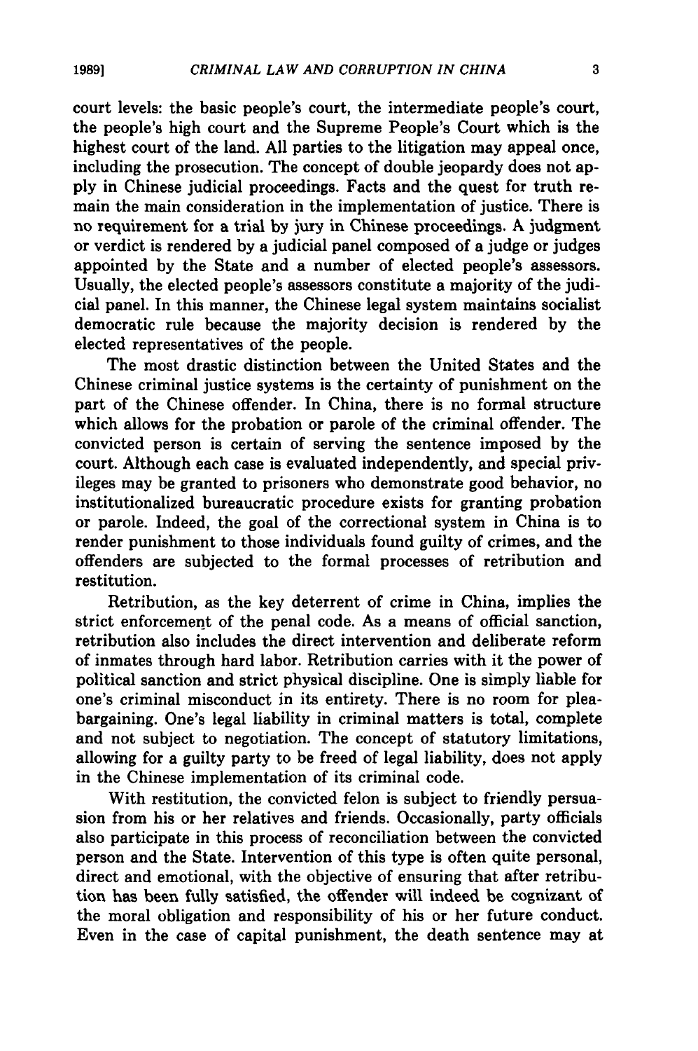court levels: the basic people's court, the intermediate people's court, the people's high court and the Supreme People's Court which is the highest court of the land. All parties to the litigation may appeal once, including the prosecution. The concept of double jeopardy does not apply in Chinese judicial proceedings. Facts and the quest for truth remain the main consideration in the implementation of justice. There is no requirement for a trial by jury in Chinese proceedings. A judgment or verdict is rendered by a judicial panel composed of a judge or judges appointed by the State and a number of elected people's assessors. Usually, the elected people's assessors constitute a majority of the judicial panel. In this manner, the Chinese legal system maintains socialist democratic rule because the majority decision is rendered by the elected representatives of the people.

The most drastic distinction between the United States and the Chinese criminal justice systems is the certainty of punishment on the part of the Chinese offender. In China, there is no formal structure which allows for the probation or parole of the criminal offender. The convicted person is certain of serving the sentence imposed by the court. Although each case is evaluated independently, and special privileges may be granted to prisoners who demonstrate good behavior, no institutionalized bureaucratic procedure exists for granting probation or parole. Indeed, the goal of the correctional system in China is to render punishment to those individuals found guilty of crimes, and the offenders are subjected to the formal processes of retribution and restitution.

Retribution, as the key deterrent of crime in China, implies the strict enforcement of the penal code. As a means of official sanction, retribution also includes the direct intervention and deliberate reform of inmates through hard labor. Retribution carries with it the power of political sanction and strict physical discipline. One is simply liable for one's criminal misconduct in its entirety. There is no room for plea-bargaining. One's legal liability in criminal matters is total, complete and not subject to negotiation. The concept of statutory limitations, allowing for a guilty party to be freed of legal liability, does not apply in the Chinese implementation of its criminal code.

With restitution, the convicted felon is subject to friendly persuasion from his or her relatives and friends. Occasionally, party officials also participate in this process of reconciliation between the convicted person and the State. Intervention of this type is often quite personal, direct and emotional, with the objective of ensuring that after retribution has been fully satisfied, the offender will indeed be cognizant of the moral obligation and responsibility of his or her future conduct. Even in the case of capital punishment, the death sentence may at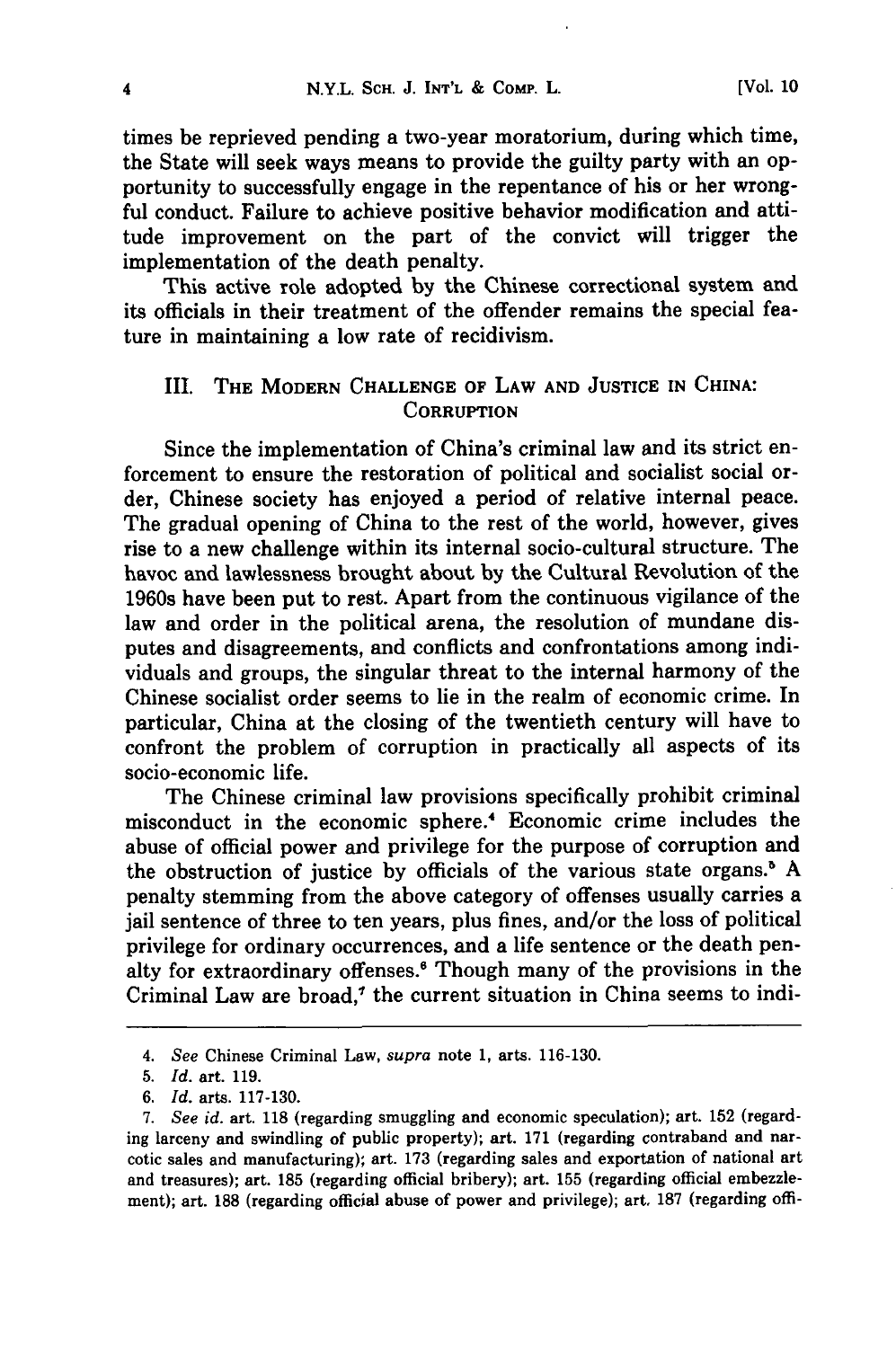times be reprieved pending a two-year moratorium, during which time, the State will seek ways means to provide the guilty party with an opportunity to successfully engage in the repentance of his or her wrongful conduct. Failure to achieve positive behavior modification and attitude improvement on the part of the convict will trigger the implementation of the death penalty.

This active role adopted by the Chinese correctional system and its officials in their treatment of the offender remains the special feature in maintaining a low rate of recidivism.

## III. The Modern Challenge of Law and Justice in China: Corruption

Since the implementation of China's criminal law and its strict enforcement to ensure the restoration of political and socialist social order, Chinese society has enjoyed a period of relative internal peace. The gradual opening of China to the rest of the world, however, gives rise to a new challenge within its internal socio-cultural structure. The havoc and lawlessness brought about by the Cultural Revolution of the 1960s have been put to rest. Apart from the continuous vigilance of the law and order in the political arena, the resolution of mundane disputes and disagreements, and conflicts and confrontations among individuals and groups, the singular threat to the internal harmony of the Chinese socialist order seems to lie in the realm of economic crime. In particular, China at the closing of the twentieth century will have to confront the problem of corruption in practically all aspects of its socio-economic life.

The Chinese criminal law provisions specifically prohibit criminal misconduct in the economic sphere.[4] Economic crime includes the abuse of official power and privilege for the purpose of corruption and the obstruction of justice by officials of the various state organs.[5] A penalty stemming from the above category of offenses usually carries a jail sentence of three to ten years, plus fines, and/or the loss of political privilege for ordinary occurrences, and a life sentence or the death penalty for extraordinary offenses.[6] Though many of the provisions in the Criminal Law are broad,[7] the current situation in China seems to indi-

---

4. *See* Chinese Criminal Law, *supra* note 1, arts. 116-130.

5. *Id.* art. 119.

6. *Id.* arts. 117-130.

7. *See id.* art. 118 (regarding smuggling and economic speculation); art. 152 (regarding larceny and swindling of public property); art. 171 (regarding contraband and narcotic sales and manufacturing); art. 173 (regarding sales and exportation of national art and treasures); art. 185 (regarding official bribery); art. 155 (regarding official embezzlement); art. 188 (regarding official abuse of power and privilege); art. 187 (regarding offi-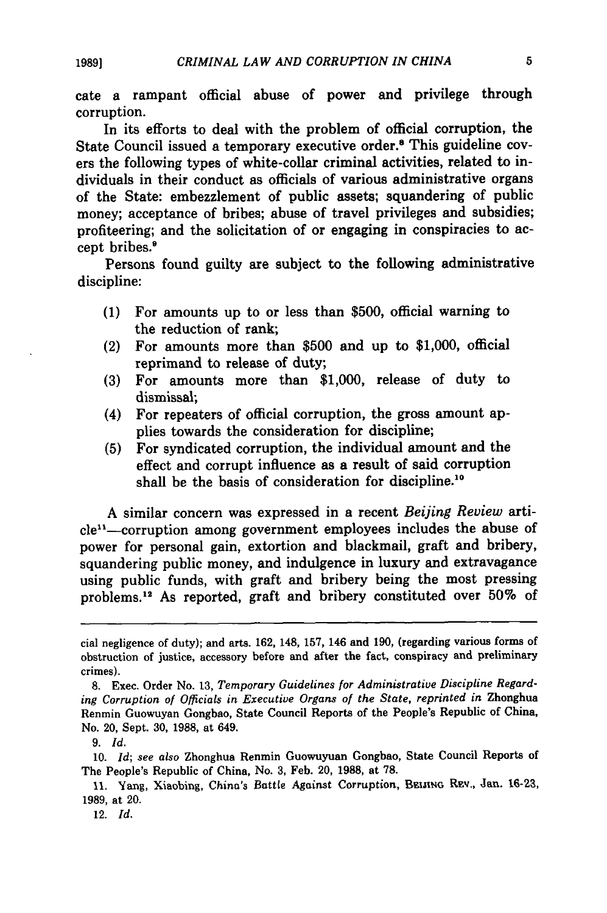cate a rampant official abuse of power and privilege through corruption.

In its efforts to deal with the problem of official corruption, the State Council issued a temporary executive order.[8] This guideline covers the following types of white-collar criminal activities, related to individuals in their conduct as officials of various administrative organs of the State: embezzlement of public assets; squandering of public money; acceptance of bribes; abuse of travel privileges and subsidies; profiteering; and the solicitation of or engaging in conspiracies to accept bribes.[9]

Persons found guilty are subject to the following administrative discipline:

(1) For amounts up to or less than $500, official warning to the reduction of rank;
(2) For amounts more than $500 and up to $1,000, official reprimand to release of duty;
(3) For amounts more than $1,000, release of duty to dismissal;
(4) For repeaters of official corruption, the gross amount applies towards the consideration for discipline;
(5) For syndicated corruption, the individual amount and the effect and corrupt influence as a result of said corruption shall be the basis of consideration for discipline.[10]

A similar concern was expressed in a recent *Beijing Review* article[11]—corruption among government employees includes the abuse of power for personal gain, extortion and blackmail, graft and bribery, squandering public money, and indulgence in luxury and extravagance using public funds, with graft and bribery being the most pressing problems.[12] As reported, graft and bribery constituted over 50% of

---

cial negligence of duty); and arts. 162, 148, 157, 146 and 190, (regarding various forms of obstruction of justice, accessory before and after the fact, conspiracy and preliminary crimes).

8. Exec. Order No. 13, *Temporary Guidelines for Administrative Discipline Regarding Corruption of Officials in Executive Organs of the State, reprinted in* Zhonghua Renmin Guowuyan Gongbao, State Council Reports of the People's Republic of China, No. 20, Sept. 30, 1988, at 649.

9. *Id.*

10. *Id*; *see also* Zhonghua Renmin Guowuyuan Gongbao, State Council Reports of The People's Republic of China, No. 3, Feb. 20, 1988, at 78.

11. Yang, Xiaobing, *China's Battle Against Corruption*, BEIJING REV., Jan. 16-23, 1989, at 20.

12. *Id.*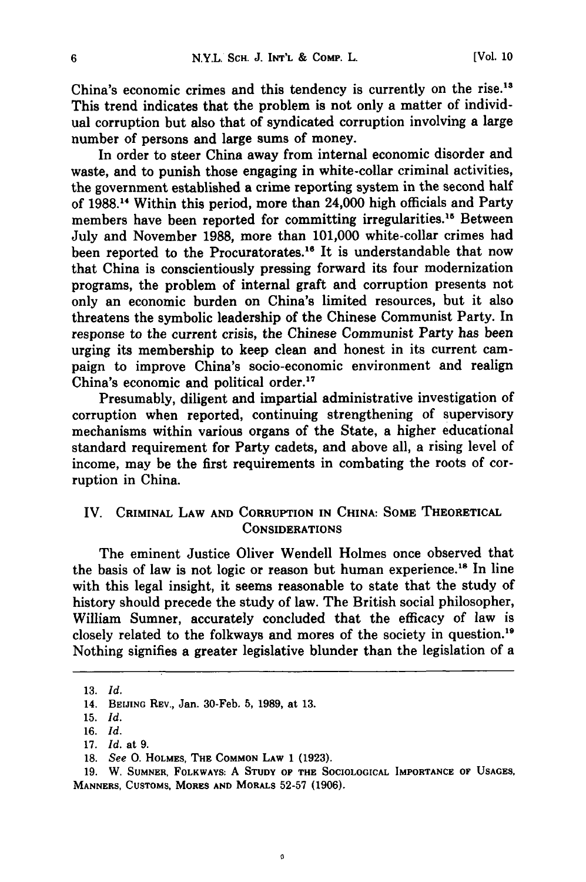China's economic crimes and this tendency is currently on the rise.[13] This trend indicates that the problem is not only a matter of individual corruption but also that of syndicated corruption involving a large number of persons and large sums of money.

In order to steer China away from internal economic disorder and waste, and to punish those engaging in white-collar criminal activities, the government established a crime reporting system in the second half of 1988.[14] Within this period, more than 24,000 high officials and Party members have been reported for committing irregularities.[15] Between July and November 1988, more than 101,000 white-collar crimes had been reported to the Procuratorates.[16] It is understandable that now that China is conscientiously pressing forward its four modernization programs, the problem of internal graft and corruption presents not only an economic burden on China's limited resources, but it also threatens the symbolic leadership of the Chinese Communist Party. In response to the current crisis, the Chinese Communist Party has been urging its membership to keep clean and honest in its current campaign to improve China's socio-economic environment and realign China's economic and political order.[17]

Presumably, diligent and impartial administrative investigation of corruption when reported, continuing strengthening of supervisory mechanisms within various organs of the State, a higher educational standard requirement for Party cadets, and above all, a rising level of income, may be the first requirements in combating the roots of corruption in China.

## IV. Criminal Law and Corruption in China: Some Theoretical Considerations

The eminent Justice Oliver Wendell Holmes once observed that the basis of law is not logic or reason but human experience.[18] In line with this legal insight, it seems reasonable to state that the study of history should precede the study of law. The British social philosopher, William Sumner, accurately concluded that the efficacy of law is closely related to the folkways and mores of the society in question.[19] Nothing signifies a greater legislative blunder than the legislation of a

---

13. *Id.*

14. Beijing Rev., Jan. 30-Feb. 5, 1989, at 13.

15. *Id.*

16. *Id.*

17. *Id.* at 9.

18. *See* O. Holmes, The Common Law 1 (1923).

19. W. Sumner, Folkways: A Study of the Sociological Importance of Usages, Manners, Customs, Mores and Morals 52-57 (1906).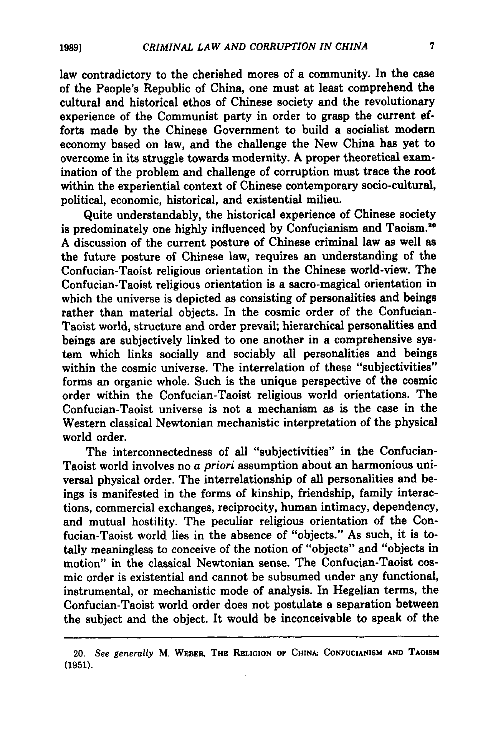law contradictory to the cherished mores of a community. In the case of the People's Republic of China, one must at least comprehend the cultural and historical ethos of Chinese society and the revolutionary experience of the Communist party in order to grasp the current efforts made by the Chinese Government to build a socialist modern economy based on law, and the challenge the New China has yet to overcome in its struggle towards modernity. A proper theoretical examination of the problem and challenge of corruption must trace the root within the experiential context of Chinese contemporary socio-cultural, political, economic, historical, and existential milieu.

Quite understandably, the historical experience of Chinese society is predominately one highly influenced by Confucianism and Taoism.[20] A discussion of the current posture of Chinese criminal law as well as the future posture of Chinese law, requires an understanding of the Confucian-Taoist religious orientation in the Chinese world-view. The Confucian-Taoist religious orientation is a sacro-magical orientation in which the universe is depicted as consisting of personalities and beings rather than material objects. In the cosmic order of the Confucian-Taoist world, structure and order prevail; hierarchical personalities and beings are subjectively linked to one another in a comprehensive system which links socially and sociably all personalities and beings within the cosmic universe. The interrelation of these "subjectivities" forms an organic whole. Such is the unique perspective of the cosmic order within the Confucian-Taoist religious world orientations. The Confucian-Taoist universe is not a mechanism as is the case in the Western classical Newtonian mechanistic interpretation of the physical world order.

The interconnectedness of all "subjectivities" in the Confucian-Taoist world involves no *a priori* assumption about an harmonious universal physical order. The interrelationship of all personalities and beings is manifested in the forms of kinship, friendship, family interactions, commercial exchanges, reciprocity, human intimacy, dependency, and mutual hostility. The peculiar religious orientation of the Confucian-Taoist world lies in the absence of "objects." As such, it is totally meaningless to conceive of the notion of "objects" and "objects in motion" in the classical Newtonian sense. The Confucian-Taoist cosmic order is existential and cannot be subsumed under any functional, instrumental, or mechanistic mode of analysis. In Hegelian terms, the Confucian-Taoist world order does not postulate a separation between the subject and the object. It would be inconceivable to speak of the

---

20. *See generally* M. WEBER, THE RELIGION OF CHINA: CONFUCIANISM AND TAOISM (1951).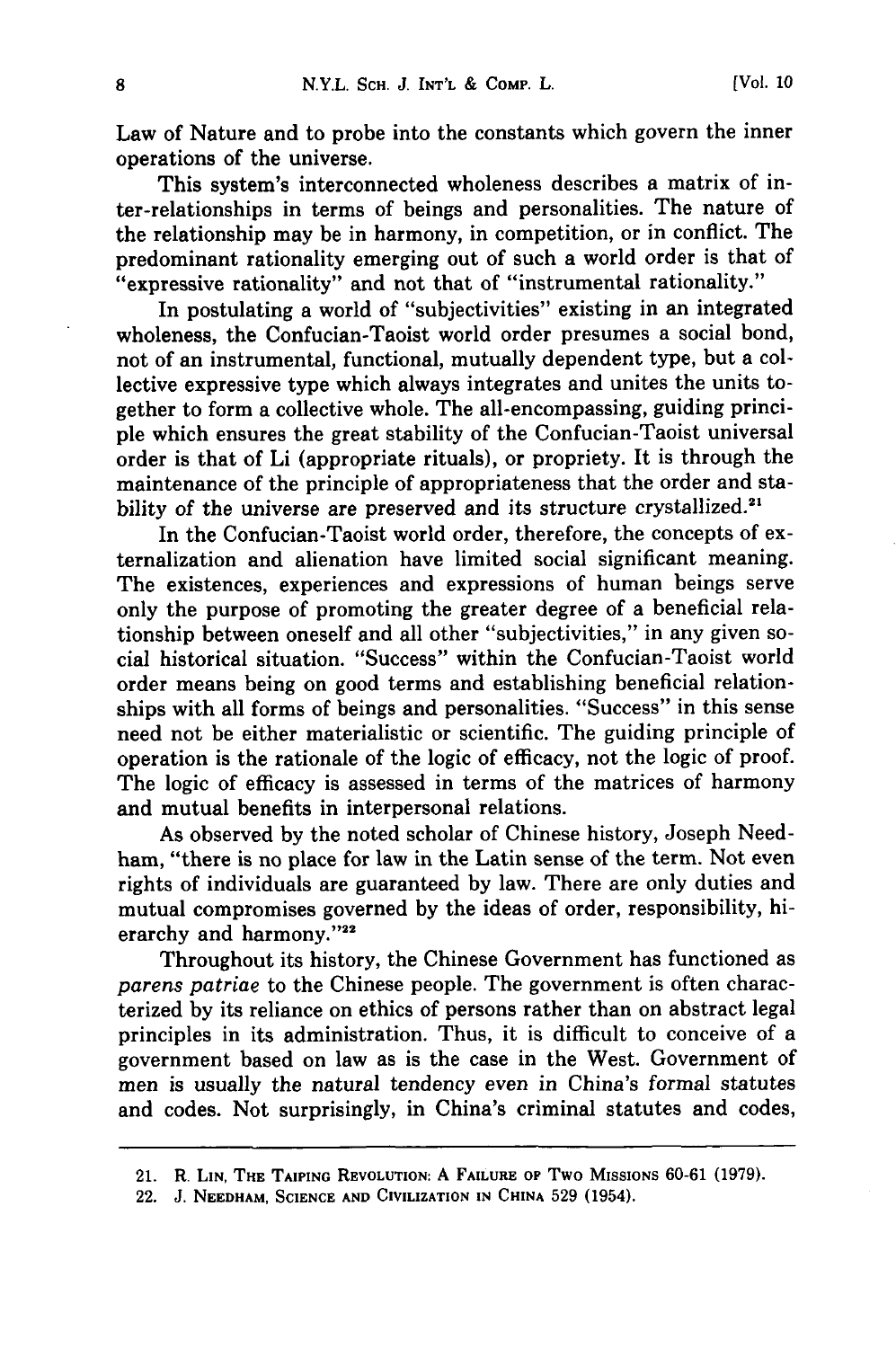Law of Nature and to probe into the constants which govern the inner operations of the universe.

This system's interconnected wholeness describes a matrix of inter-relationships in terms of beings and personalities. The nature of the relationship may be in harmony, in competition, or in conflict. The predominant rationality emerging out of such a world order is that of "expressive rationality" and not that of "instrumental rationality."

In postulating a world of "subjectivities" existing in an integrated wholeness, the Confucian-Taoist world order presumes a social bond, not of an instrumental, functional, mutually dependent type, but a collective expressive type which always integrates and unites the units together to form a collective whole. The all-encompassing, guiding principle which ensures the great stability of the Confucian-Taoist universal order is that of Li (appropriate rituals), or propriety. It is through the maintenance of the principle of appropriateness that the order and stability of the universe are preserved and its structure crystallized.[21]

In the Confucian-Taoist world order, therefore, the concepts of externalization and alienation have limited social significant meaning. The existences, experiences and expressions of human beings serve only the purpose of promoting the greater degree of a beneficial relationship between oneself and all other "subjectivities," in any given social historical situation. "Success" within the Confucian-Taoist world order means being on good terms and establishing beneficial relationships with all forms of beings and personalities. "Success" in this sense need not be either materialistic or scientific. The guiding principle of operation is the rationale of the logic of efficacy, not the logic of proof. The logic of efficacy is assessed in terms of the matrices of harmony and mutual benefits in interpersonal relations.

As observed by the noted scholar of Chinese history, Joseph Needham, "there is no place for law in the Latin sense of the term. Not even rights of individuals are guaranteed by law. There are only duties and mutual compromises governed by the ideas of order, responsibility, hierarchy and harmony."[22]

Throughout its history, the Chinese Government has functioned as *parens patriae* to the Chinese people. The government is often characterized by its reliance on ethics of persons rather than on abstract legal principles in its administration. Thus, it is difficult to conceive of a government based on law as is the case in the West. Government of men is usually the natural tendency even in China's formal statutes and codes. Not surprisingly, in China's criminal statutes and codes,

---

21. R. Lin, The Taiping Revolution: A Failure of Two Missions 60-61 (1979).

22. J. Needham, Science and Civilization in China 529 (1954).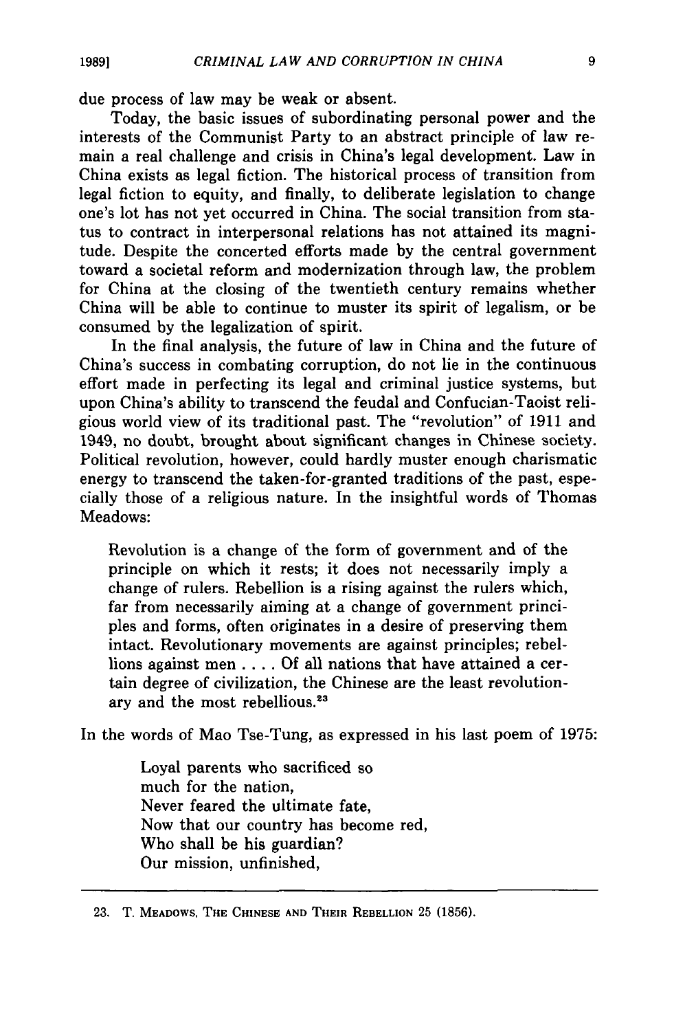due process of law may be weak or absent.

Today, the basic issues of subordinating personal power and the interests of the Communist Party to an abstract principle of law remain a real challenge and crisis in China's legal development. Law in China exists as legal fiction. The historical process of transition from legal fiction to equity, and finally, to deliberate legislation to change one's lot has not yet occurred in China. The social transition from status to contract in interpersonal relations has not attained its magnitude. Despite the concerted efforts made by the central government toward a societal reform and modernization through law, the problem for China at the closing of the twentieth century remains whether China will be able to continue to muster its spirit of legalism, or be consumed by the legalization of spirit.

In the final analysis, the future of law in China and the future of China's success in combating corruption, do not lie in the continuous effort made in perfecting its legal and criminal justice systems, but upon China's ability to transcend the feudal and Confucian-Taoist religious world view of its traditional past. The "revolution" of 1911 and 1949, no doubt, brought about significant changes in Chinese society. Political revolution, however, could hardly muster enough charismatic energy to transcend the taken-for-granted traditions of the past, especially those of a religious nature. In the insightful words of Thomas Meadows:

> Revolution is a change of the form of government and of the principle on which it rests; it does not necessarily imply a change of rulers. Rebellion is a rising against the rulers which, far from necessarily aiming at a change of government principles and forms, often originates in a desire of preserving them intact. Revolutionary movements are against principles; rebellions against men . . . . Of all nations that have attained a certain degree of civilization, the Chinese are the least revolutionary and the most rebellious.[23]

In the words of Mao Tse-Tung, as expressed in his last poem of 1975:

> Loyal parents who sacrificed so
> much for the nation,
> Never feared the ultimate fate,
> Now that our country has become red,
> Who shall be his guardian?
> Our mission, unfinished,

---

23. T. MEADOWS, THE CHINESE AND THEIR REBELLION 25 (1856).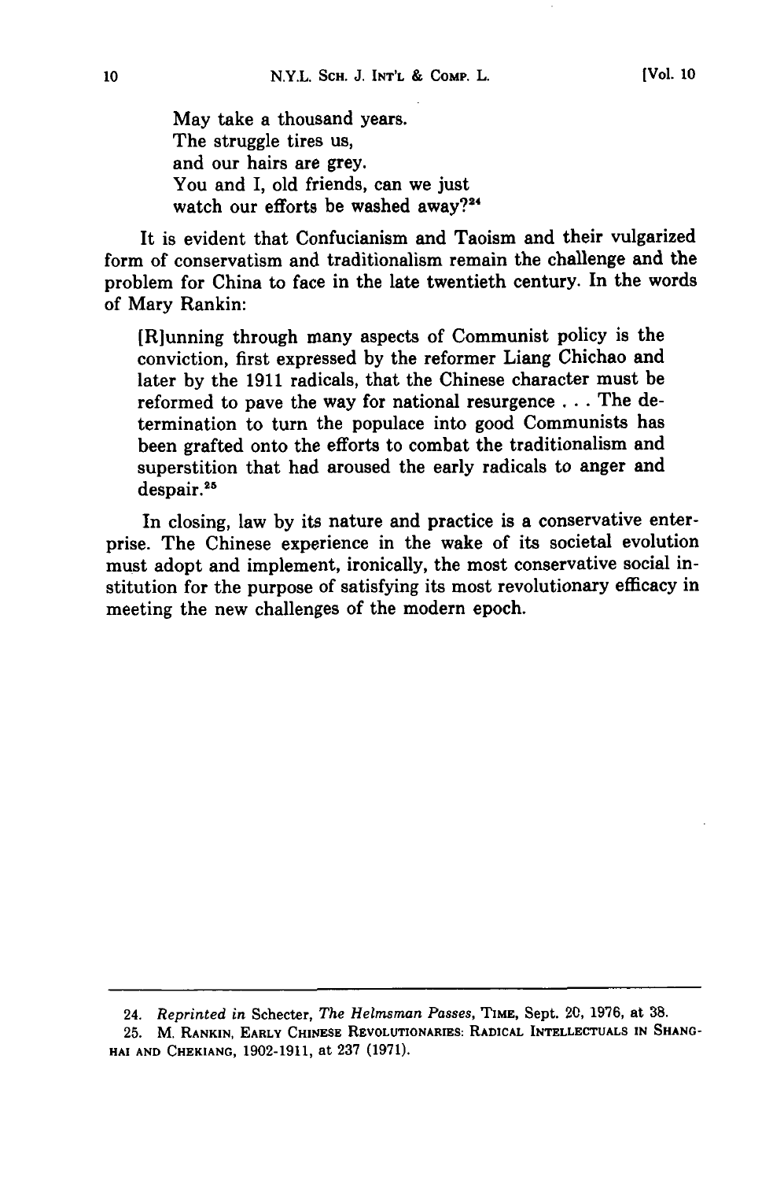May take a thousand years.
The struggle tires us,
and our hairs are grey.
You and I, old friends, can we just
watch our efforts be washed away?[24]

It is evident that Confucianism and Taoism and their vulgarized form of conservatism and traditionalism remain the challenge and the problem for China to face in the late twentieth century. In the words of Mary Rankin:

> [R]unning through many aspects of Communist policy is the conviction, first expressed by the reformer Liang Chichao and later by the 1911 radicals, that the Chinese character must be reformed to pave the way for national resurgence . . . The determination to turn the populace into good Communists has been grafted onto the efforts to combat the traditionalism and superstition that had aroused the early radicals to anger and despair.[25]

In closing, law by its nature and practice is a conservative enterprise. The Chinese experience in the wake of its societal evolution must adopt and implement, ironically, the most conservative social institution for the purpose of satisfying its most revolutionary efficacy in meeting the new challenges of the modern epoch.

---

24. *Reprinted in* Schecter, *The Helmsman Passes*, TIME, Sept. 20, 1976, at 38.

25. M. RANKIN, EARLY CHINESE REVOLUTIONARIES: RADICAL INTELLECTUALS IN SHANGHAI AND CHEKIANG, 1902-1911, at 237 (1971).